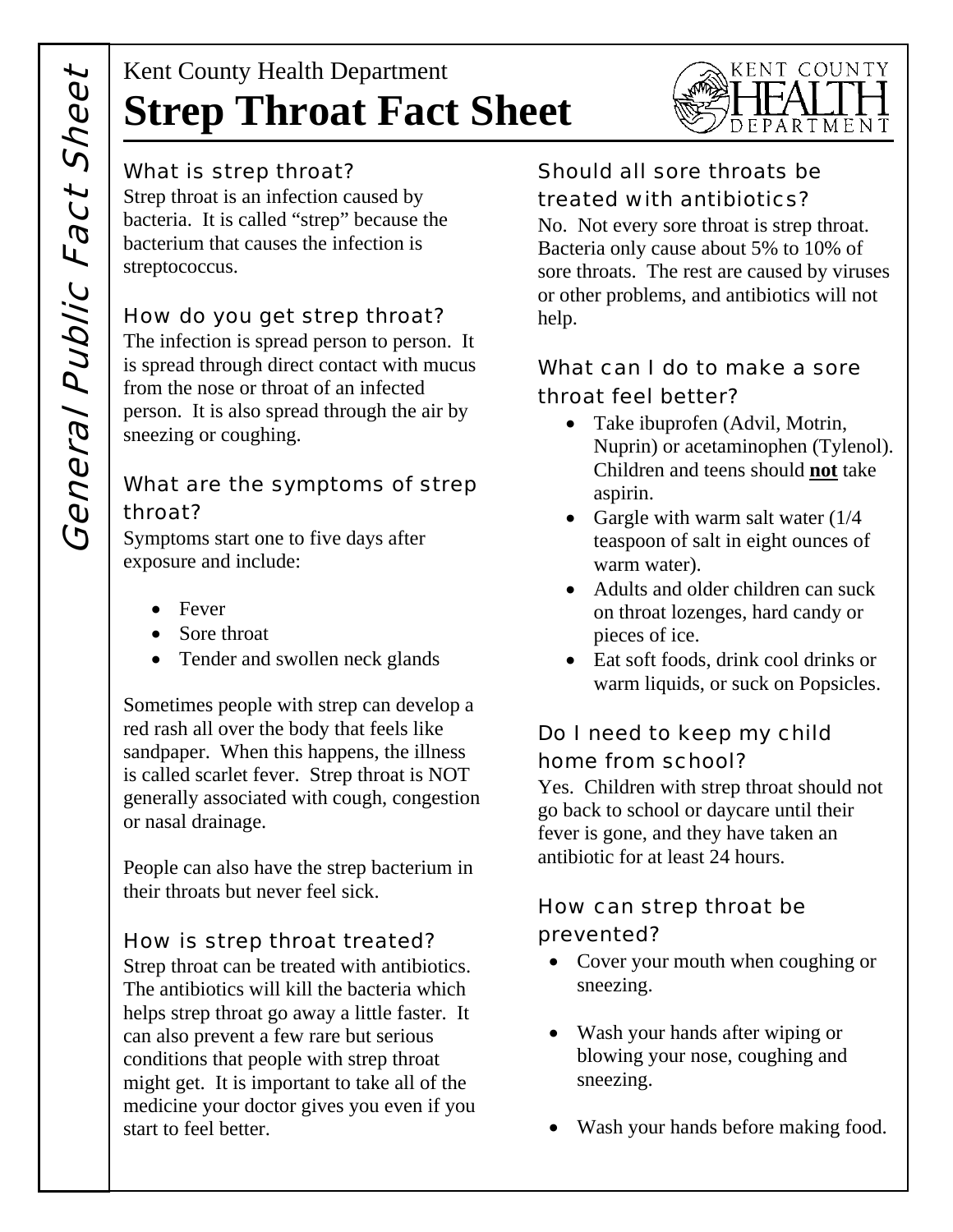General Public Fact Sheet

Kent County Health Department

# Strep Throat Fact Sheet

### What is strep throat?

Strep throat is an infection caused by bacteria. It is called "strep" because the bacterium that causes the infection is streptococcus.

### How do you get strep throat?

The infection is spread person to person. It is spread through direct contact with mucus from the nose or throat of an infected person. It is also spread through the air by sneezing or coughing.

### What are the symptoms of strep throat?

Symptoms start one to five days after exposure and include:

- Fever
- Sore throat
- Tender and swollen neck glands

Sometimes people with strep can develop a red rash all over the body that feels like sandpaper. When this happens, the illness is called scarlet fever. Strep throat is NOT generally associated with cough, congestion or nasal drainage.

People can also have the strep bacterium in their throats but never feel sick.

### How is strep throat treated?

Strep throat can be treated with antibiotics. The antibiotics will kill the bacteria which helps strep throat go away a little faster. It can also prevent a few rare but serious conditions that people with strep throat might get. It is important to take all of the medicine your doctor gives you even if you start to feel better.

### Should all sore throats be treated with antibiotics?

No. Not every sore throat is strep throat. Bacteria only cause about 5% to 10% of sore throats. The rest are caused by viruses or other problems, and antibiotics will not help.

### What can I do to make a sore throat feel better?

- Take ibuprofen (Advil, Motrin, Nuprin) or acetaminophen (Tylenol). Children and teens should **not** take aspirin.
- Gargle with warm salt water (1/4 teaspoon of salt in eight ounces of warm water).
- Adults and older children can suck on throat lozenges, hard candy or pieces of ice.
- Eat soft foods, drink cool drinks or warm liquids, or suck on Popsicles.

### Do I need to keep my child home from school?

Yes. Children with strep throat should not go back to school or daycare until their fever is gone, and they have taken an antibiotic for at least 24 hours.

### How can strep throat be prevented?

- Cover your mouth when coughing or sneezing.
- Wash your hands after wiping or blowing your nose, coughing and sneezing.
- Wash your hands before making food.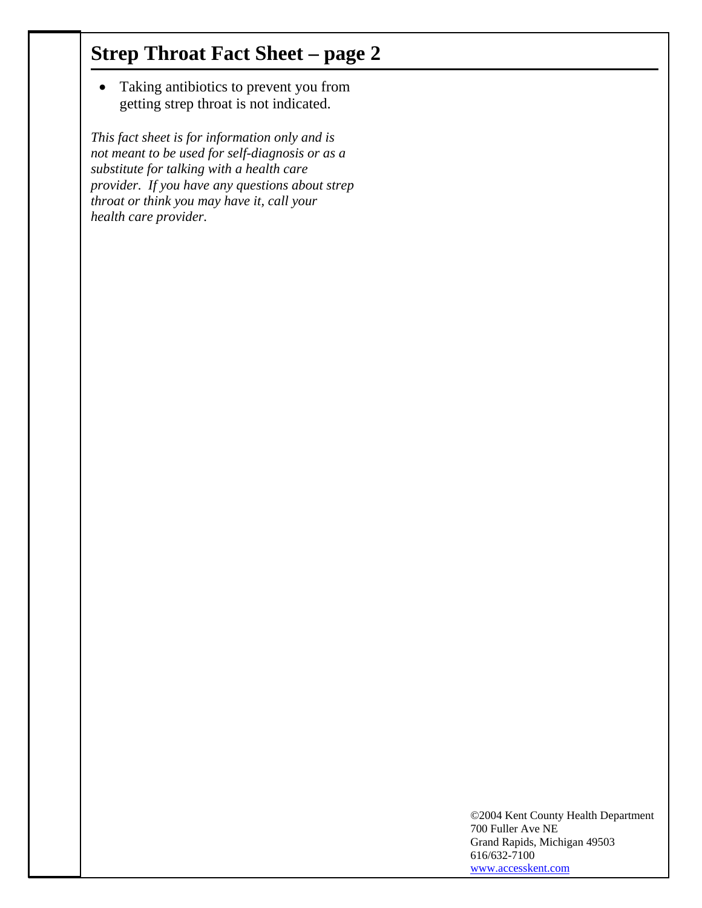# Strep Throat Fact Sheet – page 2

- Taking antibiotics to prevent you from getting strep throat is not indicated.

*This fact sheet is for information only and is not meant to be used for self-diagnosis or as a substitute for talking with a health care provider. If you have any questions about strep throat or think you may have it, call your health care provider.*

©2004 Kent County Health Department
700 Fuller Ave NE
Grand Rapids, Michigan 49503
616/632-7100
www.accesskent.com